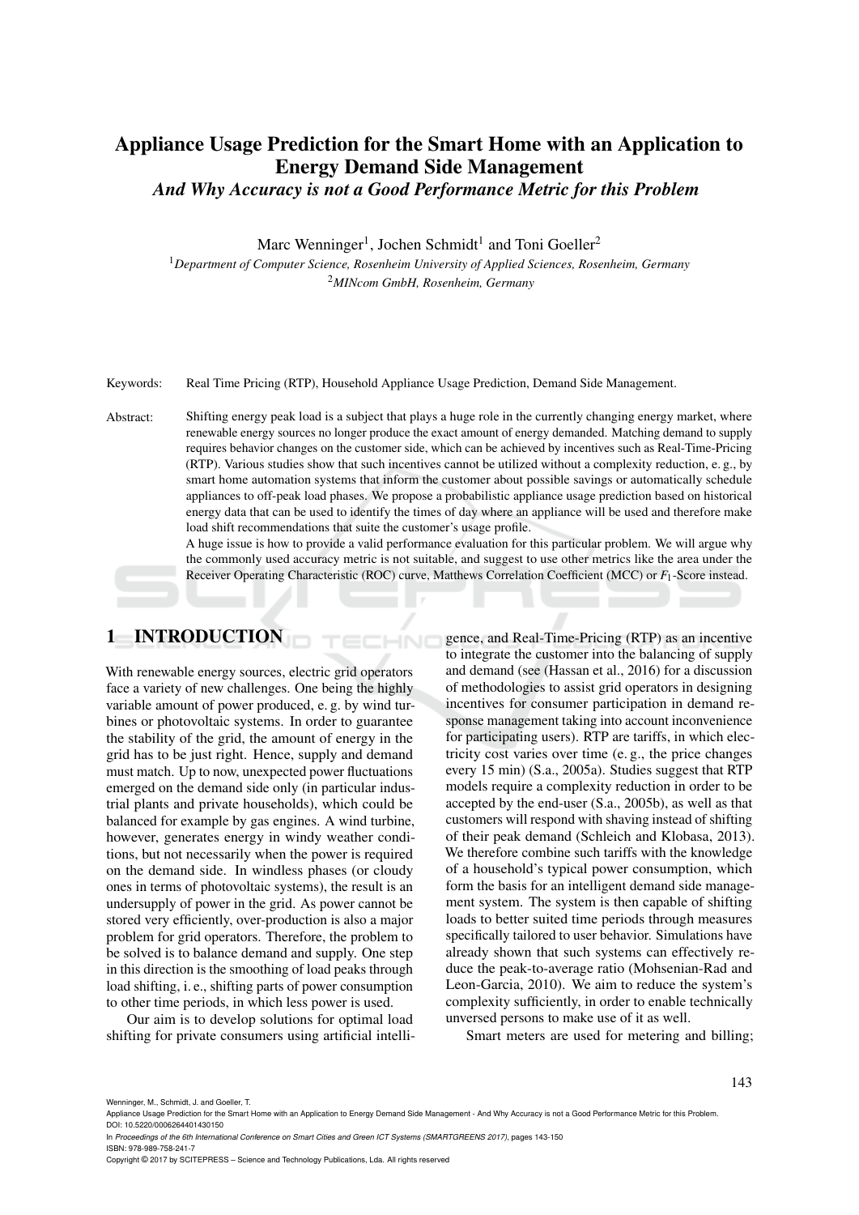# Appliance Usage Prediction for the Smart Home with an Application to Energy Demand Side Management

## *And Why Accuracy is not a Good Performance Metric for this Problem*

Marc Wenninger[1], Jochen Schmidt[1] and Toni Goeller[2]

[1] *Department of Computer Science, Rosenheim University of Applied Sciences, Rosenheim, Germany*

[2] *MINcom GmbH, Rosenheim, Germany*

Keywords: Real Time Pricing (RTP), Household Appliance Usage Prediction, Demand Side Management.

Abstract: Shifting energy peak load is a subject that plays a huge role in the currently changing energy market, where renewable energy sources no longer produce the exact amount of energy demanded. Matching demand to supply requires behavior changes on the customer side, which can be achieved by incentives such as Real-Time-Pricing (RTP). Various studies show that such incentives cannot be utilized without a complexity reduction, e. g., by smart home automation systems that inform the customer about possible savings or automatically schedule appliances to off-peak load phases. We propose a probabilistic appliance usage prediction based on historical energy data that can be used to identify the times of day where an appliance will be used and therefore make load shift recommendations that suite the customer's usage profile.

A huge issue is how to provide a valid performance evaluation for this particular problem. We will argue why the commonly used accuracy metric is not suitable, and suggest to use other metrics like the area under the Receiver Operating Characteristic (ROC) curve, Matthews Correlation Coefficient (MCC) or $F_1$-Score instead.

## 1 INTRODUCTION

With renewable energy sources, electric grid operators face a variety of new challenges. One being the highly variable amount of power produced, e. g. by wind turbines or photovoltaic systems. In order to guarantee the stability of the grid, the amount of energy in the grid has to be just right. Hence, supply and demand must match. Up to now, unexpected power fluctuations emerged on the demand side only (in particular industrial plants and private households), which could be balanced for example by gas engines. A wind turbine, however, generates energy in windy weather conditions, but not necessarily when the power is required on the demand side. In windless phases (or cloudy ones in terms of photovoltaic systems), the result is an undersupply of power in the grid. As power cannot be stored very efficiently, over-production is also a major problem for grid operators. Therefore, the problem to be solved is to balance demand and supply. One step in this direction is the smoothing of load peaks through load shifting, i. e., shifting parts of power consumption to other time periods, in which less power is used.

Our aim is to develop solutions for optimal load shifting for private consumers using artificial intelligence, and Real-Time-Pricing (RTP) as an incentive to integrate the customer into the balancing of supply and demand (see (Hassan et al., 2016) for a discussion of methodologies to assist grid operators in designing incentives for consumer participation in demand response management taking into account inconvenience for participating users). RTP are tariffs, in which electricity cost varies over time (e. g., the price changes every 15 min) (S.a., 2005a). Studies suggest that RTP models require a complexity reduction in order to be accepted by the end-user (S.a., 2005b), as well as that customers will respond with shaving instead of shifting of their peak demand (Schleich and Klobasa, 2013). We therefore combine such tariffs with the knowledge of a household's typical power consumption, which form the basis for an intelligent demand side management system. The system is then capable of shifting loads to better suited time periods through measures specifically tailored to user behavior. Simulations have already shown that such systems can effectively reduce the peak-to-average ratio (Mohsenian-Rad and Leon-Garcia, 2010). We aim to reduce the system's complexity sufficiently, in order to enable technically unversed persons to make use of it as well.

Smart meters are used for metering and billing;

Wenninger, M., Schmidt, J. and Goeller, T.
Appliance Usage Prediction for the Smart Home with an Application to Energy Demand Side Management - And Why Accuracy is not a Good Performance Metric for this Problem.
DOI: 10.5220/0006264401430150
In *Proceedings of the 6th International Conference on Smart Cities and Green ICT Systems (SMARTGREENS 2017)*, pages 143-150
ISBN: 978-989-758-241-7
Copyright © 2017 by SCITEPRESS – Science and Technology Publications, Lda. All rights reserved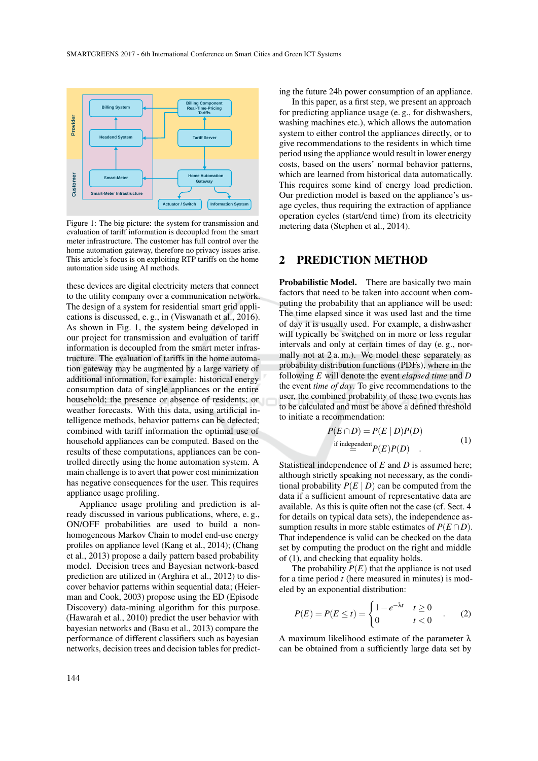Figure 1: The big picture: the system for transmission and evaluation of tariff information is decoupled from the smart meter infrastructure. The customer has full control over the home automation gateway, therefore no privacy issues arise. This article's focus is on exploiting RTP tariffs on the home automation side using AI methods.

these devices are digital electricity meters that connect to the utility company over a communication network. The design of a system for residential smart grid applications is discussed, e. g., in (Viswanath et al., 2016). As shown in Fig. 1, the system being developed in our project for transmission and evaluation of tariff information is decoupled from the smart meter infrastructure. The evaluation of tariffs in the home automation gateway may be augmented by a large variety of additional information, for example: historical energy consumption data of single appliances or the entire household; the presence or absence of residents; or weather forecasts. With this data, using artificial intelligence methods, behavior patterns can be detected; combined with tariff information the optimal use of household appliances can be computed. Based on the results of these computations, appliances can be controlled directly using the home automation system. A main challenge is to avert that power cost minimization has negative consequences for the user. This requires appliance usage profiling.

Appliance usage profiling and prediction is already discussed in various publications, where, e. g., ON/OFF probabilities are used to build a non-homogeneous Markov Chain to model end-use energy profiles on appliance level (Kang et al., 2014); (Chang et al., 2013) propose a daily pattern based probability model. Decision trees and Bayesian network-based prediction are utilized in (Arghira et al., 2012) to discover behavior patterns within sequential data; (Heierman and Cook, 2003) propose using the ED (Episode Discovery) data-mining algorithm for this purpose. (Hawarah et al., 2010) predict the user behavior with bayesian networks and (Basu et al., 2013) compare the performance of different classifiers such as bayesian networks, decision trees and decision tables for predicting the future 24h power consumption of an appliance.

In this paper, as a first step, we present an approach for predicting appliance usage (e. g., for dishwashers, washing machines etc.), which allows the automation system to either control the appliances directly, or to give recommendations to the residents in which time period using the appliance would result in lower energy costs, based on the users' normal behavior patterns, which are learned from historical data automatically. This requires some kind of energy load prediction. Our prediction model is based on the appliance's usage cycles, thus requiring the extraction of appliance operation cycles (start/end time) from its electricity metering data (Stephen et al., 2014).

## 2 PREDICTION METHOD

**Probabilistic Model.** There are basically two main factors that need to be taken into account when computing the probability that an appliance will be used: The time elapsed since it was used last and the time of day it is usually used. For example, a dishwasher will typically be switched on in more or less regular intervals and only at certain times of day (e. g., normally not at 2 a. m.). We model these separately as probability distribution functions (PDFs), where in the following $E$ will denote the event *elapsed time* and $D$ the event *time of day*. To give recommendations to the user, the combined probability of these two events has to be calculated and must be above a defined threshold to initiate a recommendation:

$$
\begin{aligned}
P(E \cap D) &= P(E \mid D)P(D) \\
&\overset{\text{if independent}}{=} P(E)P(D) \quad .
\end{aligned} \tag{1}
$$

Statistical independence of $E$ and $D$ is assumed here; although strictly speaking not necessary, as the conditional probability $P(E \mid D)$ can be computed from the data if a sufficient amount of representative data are available. As this is quite often not the case (cf. Sect. 4 for details on typical data sets), the independence assumption results in more stable estimates of $P(E \cap D)$. That independence is valid can be checked on the data set by computing the product on the right and middle of (1), and checking that equality holds.

The probability $P(E)$ that the appliance is not used for a time period $t$ (here measured in minutes) is modeled by an exponential distribution:

$$
P(E) = P(E \leq t) = \begin{cases} 1 - e^{-\lambda t} & t \geq 0 \\ 0 & t < 0 \end{cases} \quad . \tag{2}
$$

A maximum likelihood estimate of the parameter $\lambda$ can be obtained from a sufficiently large data set by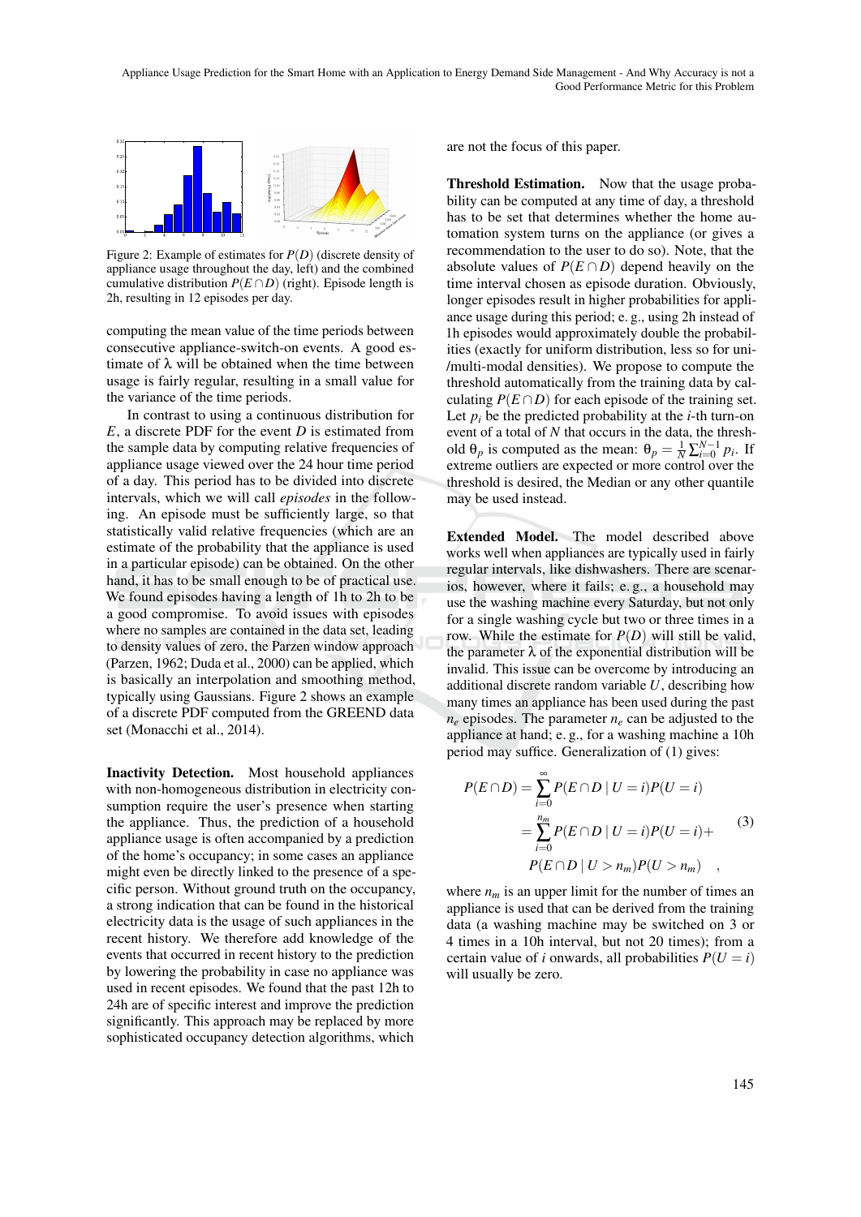Figure 2: Example of estimates for $P(D)$ (discrete density of appliance usage throughout the day, left) and the combined cumulative distribution $P(E \cap D)$ (right). Episode length is 2h, resulting in 12 episodes per day.

computing the mean value of the time periods between consecutive appliance-switch-on events. A good estimate of $\lambda$ will be obtained when the time between usage is fairly regular, resulting in a small value for the variance of the time periods.

In contrast to using a continuous distribution for $E$, a discrete PDF for the event $D$ is estimated from the sample data by computing relative frequencies of appliance usage viewed over the 24 hour time period of a day. This period has to be divided into discrete intervals, which we will call *episodes* in the following. An episode must be sufficiently large, so that statistically valid relative frequencies (which are an estimate of the probability that the appliance is used in a particular episode) can be obtained. On the other hand, it has to be small enough to be of practical use. We found episodes having a length of 1h to 2h to be a good compromise. To avoid issues with episodes where no samples are contained in the data set, leading to density values of zero, the Parzen window approach (Parzen, 1962; Duda et al., 2000) can be applied, which is basically an interpolation and smoothing method, typically using Gaussians. Figure 2 shows an example of a discrete PDF computed from the GREEND data set (Monacchi et al., 2014).

**Inactivity Detection.** Most household appliances with non-homogeneous distribution in electricity consumption require the user's presence when starting the appliance. Thus, the prediction of a household appliance usage is often accompanied by a prediction of the home's occupancy; in some cases an appliance might even be directly linked to the presence of a specific person. Without ground truth on the occupancy, a strong indication that can be found in the historical electricity data is the usage of such appliances in the recent history. We therefore add knowledge of the events that occurred in recent history to the prediction by lowering the probability in case no appliance was used in recent episodes. We found that the past 12h to 24h are of specific interest and improve the prediction significantly. This approach may be replaced by more sophisticated occupancy detection algorithms, which are not the focus of this paper.

**Threshold Estimation.** Now that the usage probability can be computed at any time of day, a threshold has to be set that determines whether the home automation system turns on the appliance (or gives a recommendation to the user to do so). Note, that the absolute values of $P(E \cap D)$ depend heavily on the time interval chosen as episode duration. Obviously, longer episodes result in higher probabilities for appliance usage during this period; e. g., using 2h instead of 1h episodes would approximately double the probabilities (exactly for uniform distribution, less so for uni-/multi-modal densities). We propose to compute the threshold automatically from the training data by calculating $P(E \cap D)$ for each episode of the training set. Let $p_i$ be the predicted probability at the $i$-th turn-on event of a total of $N$ that occurs in the data, the threshold $\theta_p$ is computed as the mean: $\theta_p = \frac{1}{N} \sum_{i=0}^{N-1} p_i$. If extreme outliers are expected or more control over the threshold is desired, the Median or any other quantile may be used instead.

**Extended Model.** The model described above works well when appliances are typically used in fairly regular intervals, like dishwashers. There are scenarios, however, where it fails; e. g., a household may use the washing machine every Saturday, but not only for a single washing cycle but two or three times in a row. While the estimate for $P(D)$ will still be valid, the parameter $\lambda$ of the exponential distribution will be invalid. This issue can be overcome by introducing an additional discrete random variable $U$, describing how many times an appliance has been used during the past $n_e$ episodes. The parameter $n_e$ can be adjusted to the appliance at hand; e. g., for a washing machine a 10h period may suffice. Generalization of (1) gives:

$$
\begin{aligned}
P(E \cap D) &= \sum_{i=0}^{\infty} P(E \cap D \mid U = i) P(U = i) \\
&= \sum_{i=0}^{n_m} P(E \cap D \mid U = i) P(U = i) + \\
&\quad P(E \cap D \mid U > n_m) P(U > n_m) \quad ,
\end{aligned}
\tag{3}
$$

where $n_m$ is an upper limit for the number of times an appliance is used that can be derived from the training data (a washing machine may be switched on 3 or 4 times in a 10h interval, but not 20 times); from a certain value of $i$ onwards, all probabilities $P(U = i)$ will usually be zero.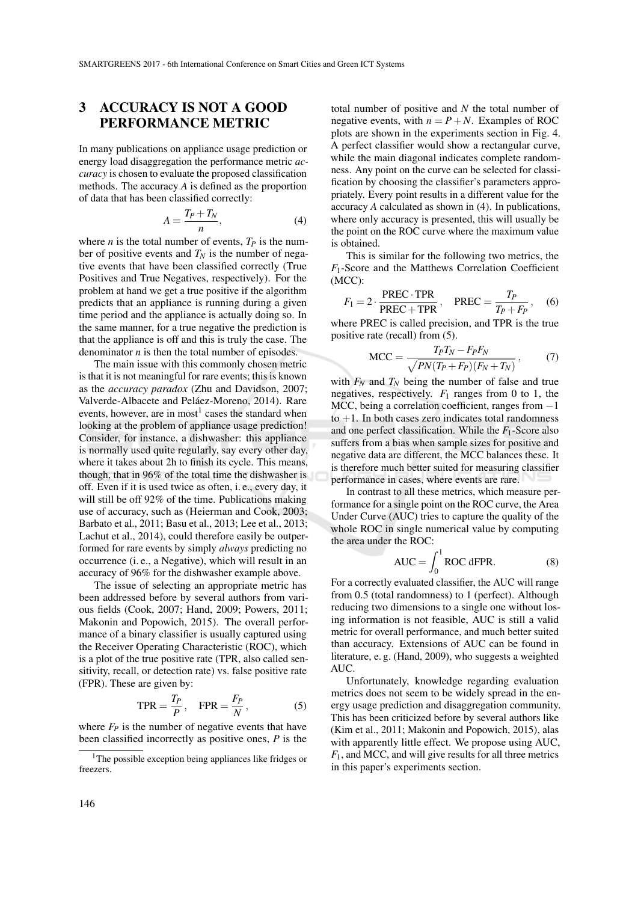## 3 ACCURACY IS NOT A GOOD PERFORMANCE METRIC

In many publications on appliance usage prediction or energy load disaggregation the performance metric *accuracy* is chosen to evaluate the proposed classification methods. The accuracy $A$ is defined as the proportion of data that has been classified correctly:

$$A = \frac{T_P + T_N}{n}, \tag{4}$$

where $n$ is the total number of events, $T_P$ is the number of positive events and $T_N$ is the number of negative events that have been classified correctly (True Positives and True Negatives, respectively). For the problem at hand we get a true positive if the algorithm predicts that an appliance is running during a given time period and the appliance is actually doing so. In the same manner, for a true negative the prediction is that the appliance is off and this is truly the case. The denominator $n$ is then the total number of episodes.

The main issue with this commonly chosen metric is that it is not meaningful for rare events; this is known as the *accuracy paradox* (Zhu and Davidson, 2007; Valverde-Albacete and Peláez-Moreno, 2014). Rare events, however, are in most[1] cases the standard when looking at the problem of appliance usage prediction! Consider, for instance, a dishwasher: this appliance is normally used quite regularly, say every other day, where it takes about 2h to finish its cycle. This means, though, that in 96% of the total time the dishwasher is off. Even if it is used twice as often, i. e., every day, it will still be off 92% of the time. Publications making use of accuracy, such as (Heierman and Cook, 2003; Barbato et al., 2011; Basu et al., 2013; Lee et al., 2013; Lachut et al., 2014), could therefore easily be outperformed for rare events by simply *always* predicting no occurrence (i. e., a Negative), which will result in an accuracy of 96% for the dishwasher example above.

The issue of selecting an appropriate metric has been addressed before by several authors from various fields (Cook, 2007; Hand, 2009; Powers, 2011; Makonin and Popowich, 2015). The overall performance of a binary classifier is usually captured using the Receiver Operating Characteristic (ROC), which is a plot of the true positive rate (TPR, also called sensitivity, recall, or detection rate) vs. false positive rate (FPR). These are given by:

$$\text{TPR} = \frac{T_P}{P}, \quad \text{FPR} = \frac{F_P}{N}, \tag{5}$$

where $F_P$ is the number of negative events that have been classified incorrectly as positive ones, $P$ is the total number of positive and $N$ the total number of negative events, with $n = P + N$. Examples of ROC plots are shown in the experiments section in Fig. 4. A perfect classifier would show a rectangular curve, while the main diagonal indicates complete randomness. Any point on the curve can be selected for classification by choosing the classifier's parameters appropriately. Every point results in a different value for the accuracy $A$ calculated as shown in (4). In publications, where only accuracy is presented, this will usually be the point on the ROC curve where the maximum value is obtained.

This is similar for the following two metrics, the $F_1$-Score and the Matthews Correlation Coefficient (MCC):

$$F_1 = 2 \cdot \frac{\text{PREC} \cdot \text{TPR}}{\text{PREC} + \text{TPR}}, \quad \text{PREC} = \frac{T_P}{T_P + F_P}, \tag{6}$$

where PREC is called precision, and TPR is the true positive rate (recall) from (5).

$$\text{MCC} = \frac{T_P T_N - F_P F_N}{\sqrt{PN(T_P + F_P)(F_N + T_N)}}, \tag{7}$$

with $F_N$ and $T_N$ being the number of false and true negatives, respectively. $F_1$ ranges from 0 to 1, the MCC, being a correlation coefficient, ranges from $-1$ to $+1$. In both cases zero indicates total randomness and one perfect classification. While the $F_1$-Score also suffers from a bias when sample sizes for positive and negative data are different, the MCC balances these. It is therefore much better suited for measuring classifier performance in cases, where events are rare.

In contrast to all these metrics, which measure performance for a single point on the ROC curve, the Area Under Curve (AUC) tries to capture the quality of the whole ROC in single numerical value by computing the area under the ROC:

$$\text{AUC} = \int_0^1 \text{ROC dFPR}. \tag{8}$$

For a correctly evaluated classifier, the AUC will range from 0.5 (total randomness) to 1 (perfect). Although reducing two dimensions to a single one without losing information is not feasible, AUC is still a valid metric for overall performance, and much better suited than accuracy. Extensions of AUC can be found in literature, e. g. (Hand, 2009), who suggests a weighted AUC.

Unfortunately, knowledge regarding evaluation metrics does not seem to be widely spread in the energy usage prediction and disaggregation community. This has been criticized before by several authors like (Kim et al., 2011; Makonin and Popowich, 2015), alas with apparently little effect. We propose using AUC, $F_1$, and MCC, and will give results for all three metrics in this paper's experiments section.

[1] The possible exception being appliances like fridges or freezers.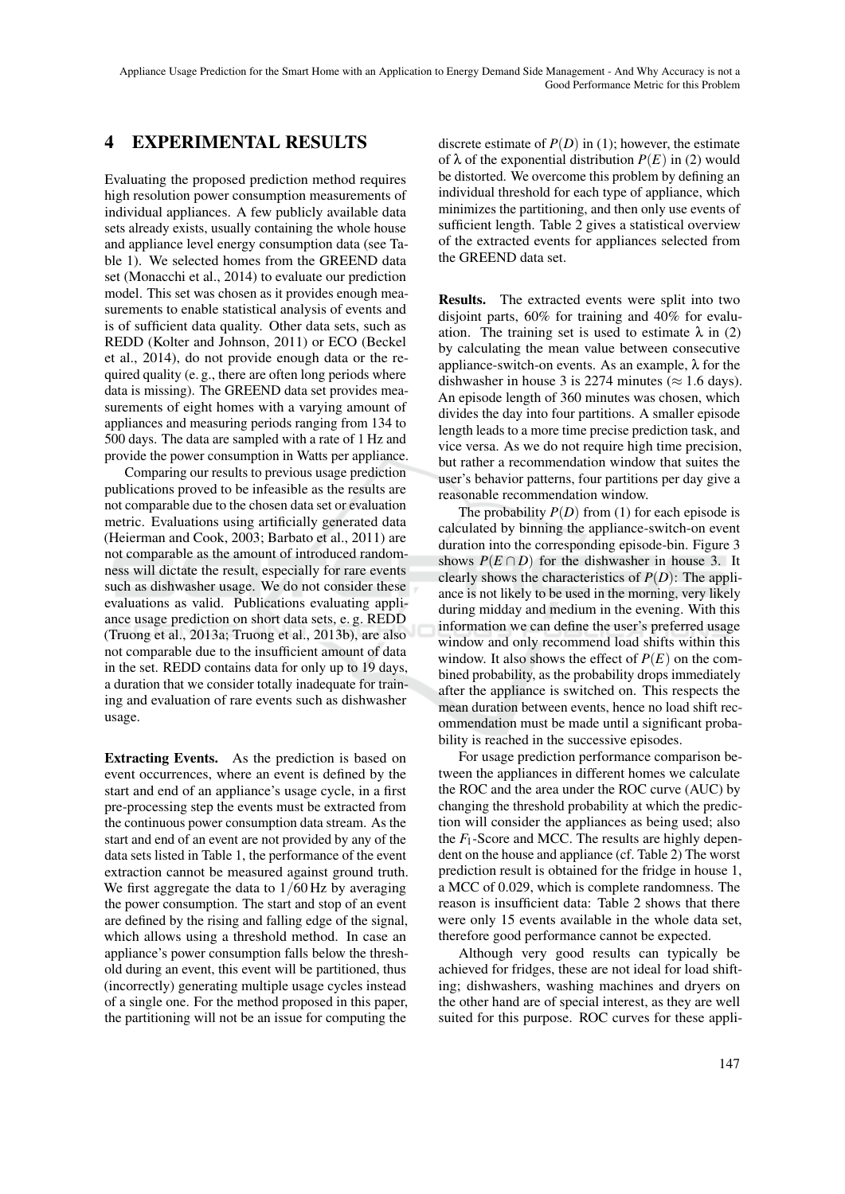## 4 EXPERIMENTAL RESULTS

Evaluating the proposed prediction method requires high resolution power consumption measurements of individual appliances. A few publicly available data sets already exists, usually containing the whole house and appliance level energy consumption data (see Table 1). We selected homes from the GREEND data set (Monacchi et al., 2014) to evaluate our prediction model. This set was chosen as it provides enough measurements to enable statistical analysis of events and is of sufficient data quality. Other data sets, such as REDD (Kolter and Johnson, 2011) or ECO (Beckel et al., 2014), do not provide enough data or the required quality (e. g., there are often long periods where data is missing). The GREEND data set provides measurements of eight homes with a varying amount of appliances and measuring periods ranging from 134 to 500 days. The data are sampled with a rate of 1 Hz and provide the power consumption in Watts per appliance.

Comparing our results to previous usage prediction publications proved to be infeasible as the results are not comparable due to the chosen data set or evaluation metric. Evaluations using artificially generated data (Heierman and Cook, 2003; Barbato et al., 2011) are not comparable as the amount of introduced randomness will dictate the result, especially for rare events such as dishwasher usage. We do not consider these evaluations as valid. Publications evaluating appliance usage prediction on short data sets, e. g. REDD (Truong et al., 2013a; Truong et al., 2013b), are also not comparable due to the insufficient amount of data in the set. REDD contains data for only up to 19 days, a duration that we consider totally inadequate for training and evaluation of rare events such as dishwasher usage.

**Extracting Events.** As the prediction is based on event occurrences, where an event is defined by the start and end of an appliance's usage cycle, in a first pre-processing step the events must be extracted from the continuous power consumption data stream. As the start and end of an event are not provided by any of the data sets listed in Table 1, the performance of the event extraction cannot be measured against ground truth. We first aggregate the data to $1/60$ Hz by averaging the power consumption. The start and stop of an event are defined by the rising and falling edge of the signal, which allows using a threshold method. In case an appliance's power consumption falls below the threshold during an event, this event will be partitioned, thus (incorrectly) generating multiple usage cycles instead of a single one. For the method proposed in this paper, the partitioning will not be an issue for computing the discrete estimate of $P(D)$ in (1); however, the estimate of $\lambda$ of the exponential distribution $P(E)$ in (2) would be distorted. We overcome this problem by defining an individual threshold for each type of appliance, which minimizes the partitioning, and then only use events of sufficient length. Table 2 gives a statistical overview of the extracted events for appliances selected from the GREEND data set.

**Results.** The extracted events were split into two disjoint parts, 60% for training and 40% for evaluation. The training set is used to estimate $\lambda$ in (2) by calculating the mean value between consecutive appliance-switch-on events. As an example, $\lambda$ for the dishwasher in house 3 is 2274 minutes ($\approx 1.6$ days). An episode length of 360 minutes was chosen, which divides the day into four partitions. A smaller episode length leads to a more time precise prediction task, and vice versa. As we do not require high time precision, but rather a recommendation window that suites the user's behavior patterns, four partitions per day give a reasonable recommendation window.

The probability $P(D)$ from (1) for each episode is calculated by binning the appliance-switch-on event duration into the corresponding episode-bin. Figure 3 shows $P(E \cap D)$ for the dishwasher in house 3. It clearly shows the characteristics of $P(D)$: The appliance is not likely to be used in the morning, very likely during midday and medium in the evening. With this information we can define the user's preferred usage window and only recommend load shifts within this window. It also shows the effect of $P(E)$ on the combined probability, as the probability drops immediately after the appliance is switched on. This respects the mean duration between events, hence no load shift recommendation must be made until a significant probability is reached in the successive episodes.

For usage prediction performance comparison between the appliances in different homes we calculate the ROC and the area under the ROC curve (AUC) by changing the threshold probability at which the prediction will consider the appliances as being used; also the $F_1$-Score and MCC. The results are highly dependent on the house and appliance (cf. Table 2) The worst prediction result is obtained for the fridge in house 1, a MCC of 0.029, which is complete randomness. The reason is insufficient data: Table 2 shows that there were only 15 events available in the whole data set, therefore good performance cannot be expected.

Although very good results can typically be achieved for fridges, these are not ideal for load shifting; dishwashers, washing machines and dryers on the other hand are of special interest, as they are well suited for this purpose. ROC curves for these appli-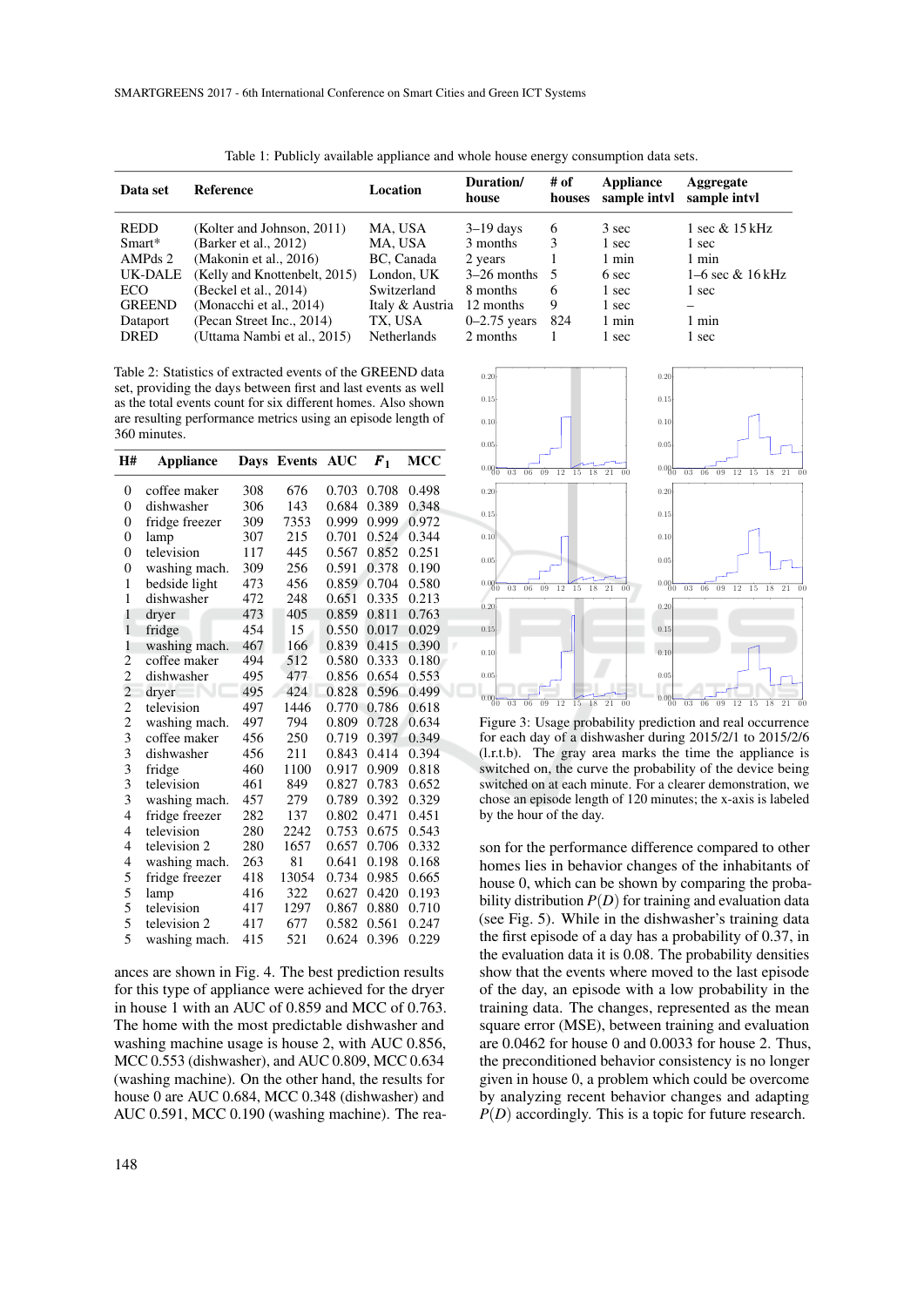Table 1: Publicly available appliance and whole house energy consumption data sets.

| Data set | Reference | Location | Duration/ house | # of houses | Appliance sample intvl | Aggregate sample intvl |
|---|---|---|---|---|---|---|
| REDD | (Kolter and Johnson, 2011) | MA, USA | 3–19 days | 6 | 3 sec | 1 sec & 15 kHz |
| Smart* | (Barker et al., 2012) | MA, USA | 3 months | 3 | 1 sec | 1 sec |
| AMPds 2 | (Makonin et al., 2016) | BC, Canada | 2 years | 1 | 1 min | 1 min |
| UK-DALE | (Kelly and Knottenbelt, 2015) | London, UK | 3–26 months | 5 | 6 sec | 1–6 sec & 16 kHz |
| ECO | (Beckel et al., 2014) | Switzerland | 8 months | 6 | 1 sec | 1 sec |
| GREEND | (Monacchi et al., 2014) | Italy & Austria | 12 months | 9 | 1 sec | – |
| Dataport | (Pecan Street Inc., 2014) | TX, USA | 0–2.75 years | 824 | 1 min | 1 min |
| DRED | (Uttama Nambi et al., 2015) | Netherlands | 2 months | 1 | 1 sec | 1 sec |

Table 2: Statistics of extracted events of the GREEND data set, providing the days between first and last events as well as the total events count for six different homes. Also shown are resulting performance metrics using an episode length of 360 minutes.

| H# | Appliance | Days | Events | AUC | $F_1$ | MCC |
|---|---|---|---|---|---|---|
| 0 | coffee maker | 308 | 676 | 0.703 | 0.708 | 0.498 |
| 0 | dishwasher | 306 | 143 | 0.684 | 0.389 | 0.348 |
| 0 | fridge freezer | 309 | 7353 | 0.999 | 0.999 | 0.972 |
| 0 | lamp | 307 | 215 | 0.701 | 0.524 | 0.344 |
| 0 | television | 117 | 445 | 0.567 | 0.852 | 0.251 |
| 0 | washing mach. | 309 | 256 | 0.591 | 0.378 | 0.190 |
| 1 | bedside light | 473 | 456 | 0.859 | 0.704 | 0.580 |
| 1 | dishwasher | 472 | 248 | 0.651 | 0.335 | 0.213 |
| 1 | dryer | 473 | 405 | 0.859 | 0.811 | 0.763 |
| 1 | fridge | 454 | 15 | 0.550 | 0.017 | 0.029 |
| 1 | washing mach. | 467 | 166 | 0.839 | 0.415 | 0.390 |
| 2 | coffee maker | 494 | 512 | 0.580 | 0.333 | 0.180 |
| 2 | dishwasher | 495 | 477 | 0.856 | 0.654 | 0.553 |
| 2 | dryer | 495 | 424 | 0.828 | 0.596 | 0.499 |
| 2 | television | 497 | 1446 | 0.770 | 0.786 | 0.618 |
| 2 | washing mach. | 497 | 794 | 0.809 | 0.728 | 0.634 |
| 3 | coffee maker | 456 | 250 | 0.719 | 0.397 | 0.349 |
| 3 | dishwasher | 456 | 211 | 0.843 | 0.414 | 0.394 |
| 3 | fridge | 460 | 1100 | 0.917 | 0.909 | 0.818 |
| 3 | television | 461 | 849 | 0.827 | 0.783 | 0.652 |
| 3 | washing mach. | 457 | 279 | 0.789 | 0.392 | 0.329 |
| 4 | fridge freezer | 282 | 137 | 0.802 | 0.471 | 0.451 |
| 4 | television | 280 | 2242 | 0.753 | 0.675 | 0.543 |
| 4 | television 2 | 280 | 1657 | 0.657 | 0.706 | 0.332 |
| 4 | washing mach. | 263 | 81 | 0.641 | 0.198 | 0.168 |
| 5 | fridge freezer | 418 | 13054 | 0.734 | 0.985 | 0.665 |
| 5 | lamp | 416 | 322 | 0.627 | 0.420 | 0.193 |
| 5 | television | 417 | 1297 | 0.867 | 0.880 | 0.710 |
| 5 | television 2 | 417 | 677 | 0.582 | 0.561 | 0.247 |
| 5 | washing mach. | 415 | 521 | 0.624 | 0.396 | 0.229 |

ances are shown in Fig. 4. The best prediction results for this type of appliance were achieved for the dryer in house 1 with an AUC of 0.859 and MCC of 0.763. The home with the most predictable dishwasher and washing machine usage is house 2, with AUC 0.856, MCC 0.553 (dishwasher), and AUC 0.809, MCC 0.634 (washing machine). On the other hand, the results for house 0 are AUC 0.684, MCC 0.348 (dishwasher) and AUC 0.591, MCC 0.190 (washing machine). The reason for the performance difference compared to other homes lies in behavior changes of the inhabitants of house 0, which can be shown by comparing the probability distribution $P(D)$ for training and evaluation data (see Fig. 5). While in the dishwasher's training data the first episode of a day has a probability of 0.37, in the evaluation data it is 0.08. The probability densities show that the events where moved to the last episode of the day, an episode with a low probability in the training data. The changes, represented as the mean square error (MSE), between training and evaluation are 0.0462 for house 0 and 0.0033 for house 2. Thus, the preconditioned behavior consistency is no longer given in house 0, a problem which could be overcome by analyzing recent behavior changes and adapting $P(D)$ accordingly. This is a topic for future research.

Figure 3: Usage probability prediction and real occurrence for each day of a dishwasher during 2015/2/1 to 2015/2/6 (l.r.t.b). The gray area marks the time the appliance is switched on, the curve the probability of the device being switched on at each minute. For a clearer demonstration, we chose an episode length of 120 minutes; the x-axis is labeled by the hour of the day.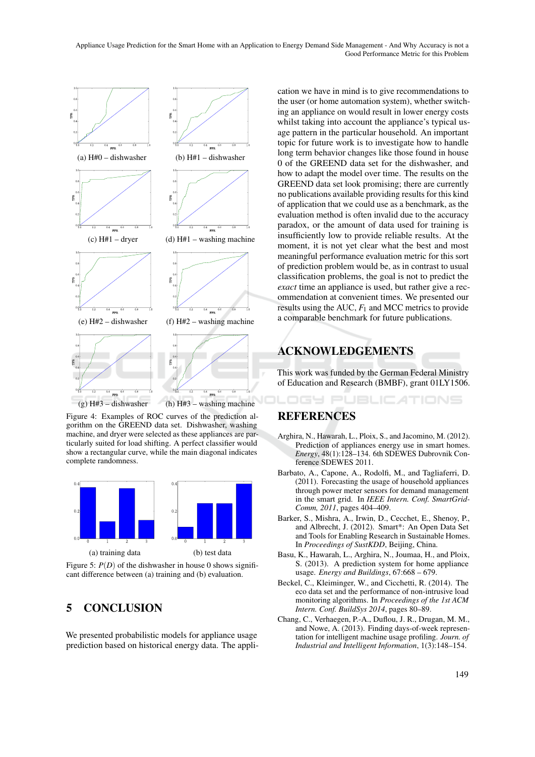(a) H#0 – dishwasher

(b) H#1 – dishwasher

(c) H#1 – dryer

(d) H#1 – washing machine

(e) H#2 – dishwasher

(f) H#2 – washing machine

(g) H#3 – dishwasher

(h) H#3 – washing machine

Figure 4: Examples of ROC curves of the prediction algorithm on the GREEND data set. Dishwasher, washing machine, and dryer were selected as these appliances are particularly suited for load shifting. A perfect classifier would show a rectangular curve, while the main diagonal indicates complete randomness.

(a) training data

(b) test data

Figure 5: $P(D)$ of the dishwasher in house 0 shows significant difference between (a) training and (b) evaluation.

## 5 CONCLUSION

We presented probabilistic models for appliance usage prediction based on historical energy data. The application we have in mind is to give recommendations to the user (or home automation system), whether switching an appliance on would result in lower energy costs whilst taking into account the appliance's typical usage pattern in the particular household. An important topic for future work is to investigate how to handle long term behavior changes like those found in house 0 of the GREEND data set for the dishwasher, and how to adapt the model over time. The results on the GREEND data set look promising; there are currently no publications available providing results for this kind of application that we could use as a benchmark, as the evaluation method is often invalid due to the accuracy paradox, or the amount of data used for training is insufficiently low to provide reliable results. At the moment, it is not yet clear what the best and most meaningful performance evaluation metric for this sort of prediction problem would be, as in contrast to usual classification problems, the goal is not to predict the *exact* time an appliance is used, but rather give a recommendation at convenient times. We presented our results using the AUC, $F_1$ and MCC metrics to provide a comparable benchmark for future publications.

## ACKNOWLEDGEMENTS

This work was funded by the German Federal Ministry of Education and Research (BMBF), grant 01LY1506.

## REFERENCES

Arghira, N., Hawarah, L., Ploix, S., and Jacomino, M. (2012). Prediction of appliances energy use in smart homes. *Energy*, 48(1):128–134. 6th SDEWES Dubrovnik Conference SDEWES 2011.

Barbato, A., Capone, A., Rodolfi, M., and Tagliaferri, D. (2011). Forecasting the usage of household appliances through power meter sensors for demand management in the smart grid. In *IEEE Intern. Conf. SmartGridComm, 2011*, pages 404–409.

Barker, S., Mishra, A., Irwin, D., Cecchet, E., Shenoy, P., and Albrecht, J. (2012). Smart*: An Open Data Set and Tools for Enabling Research in Sustainable Homes. In *Proceedings of SustKDD*, Beijing, China.

Basu, K., Hawarah, L., Arghira, N., Joumaa, H., and Ploix, S. (2013). A prediction system for home appliance usage. *Energy and Buildings*, 67:668 – 679.

Beckel, C., Kleiminger, W., and Cicchetti, R. (2014). The eco data set and the performance of non-intrusive load monitoring algorithms. In *Proceedings of the 1st ACM Intern. Conf. BuildSys 2014*, pages 80–89.

Chang, C., Verhaegen, P.-A., Duflou, J. R., Drugan, M. M., and Nowe, A. (2013). Finding days-of-week representation for intelligent machine usage profiling. *Journ. of Industrial and Intelligent Information*, 1(3):148–154.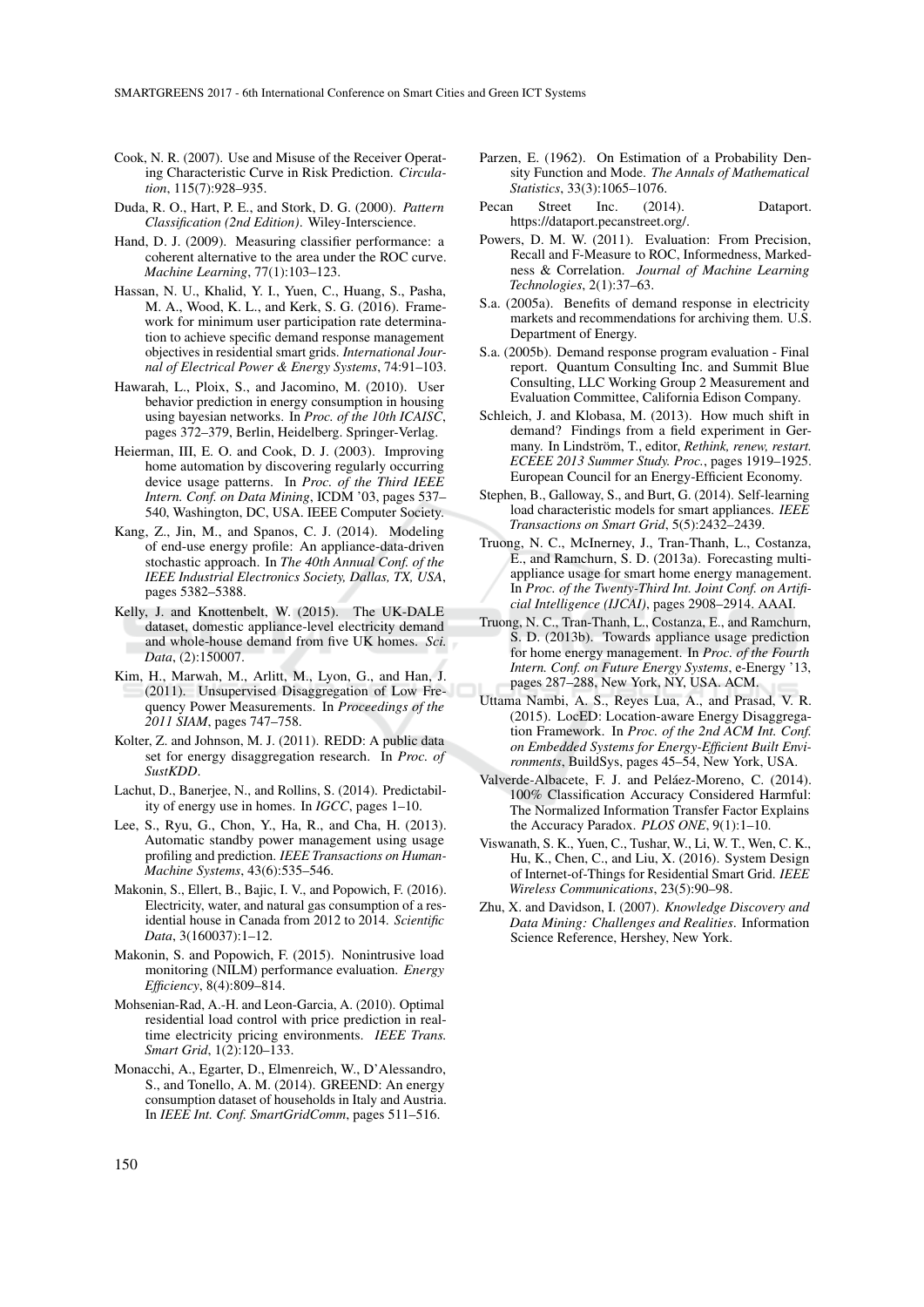Cook, N. R. (2007). Use and Misuse of the Receiver Operating Characteristic Curve in Risk Prediction. *Circulation*, 115(7):928–935.

Duda, R. O., Hart, P. E., and Stork, D. G. (2000). *Pattern Classification (2nd Edition)*. Wiley-Interscience.

Hand, D. J. (2009). Measuring classifier performance: a coherent alternative to the area under the ROC curve. *Machine Learning*, 77(1):103–123.

Hassan, N. U., Khalid, Y. I., Yuen, C., Huang, S., Pasha, M. A., Wood, K. L., and Kerk, S. G. (2016). Framework for minimum user participation rate determination to achieve specific demand response management objectives in residential smart grids. *International Journal of Electrical Power & Energy Systems*, 74:91–103.

Hawarah, L., Ploix, S., and Jacomino, M. (2010). User behavior prediction in energy consumption in housing using bayesian networks. In *Proc. of the 10th ICAISC*, pages 372–379, Berlin, Heidelberg. Springer-Verlag.

Heierman, III, E. O. and Cook, D. J. (2003). Improving home automation by discovering regularly occurring device usage patterns. In *Proc. of the Third IEEE Intern. Conf. on Data Mining*, ICDM '03, pages 537–540, Washington, DC, USA. IEEE Computer Society.

Kang, Z., Jin, M., and Spanos, C. J. (2014). Modeling of end-use energy profile: An appliance-data-driven stochastic approach. In *The 40th Annual Conf. of the IEEE Industrial Electronics Society, Dallas, TX, USA*, pages 5382–5388.

Kelly, J. and Knottenbelt, W. (2015). The UK-DALE dataset, domestic appliance-level electricity demand and whole-house demand from five UK homes. *Sci. Data*, (2):150007.

Kim, H., Marwah, M., Arlitt, M., Lyon, G., and Han, J. (2011). Unsupervised Disaggregation of Low Frequency Power Measurements. In *Proceedings of the 2011 SIAM*, pages 747–758.

Kolter, Z. and Johnson, M. J. (2011). REDD: A public data set for energy disaggregation research. In *Proc. of SustKDD*.

Lachut, D., Banerjee, N., and Rollins, S. (2014). Predictability of energy use in homes. In *IGCC*, pages 1–10.

Lee, S., Ryu, G., Chon, Y., Ha, R., and Cha, H. (2013). Automatic standby power management using usage profiling and prediction. *IEEE Transactions on Human-Machine Systems*, 43(6):535–546.

Makonin, S., Ellert, B., Bajic, I. V., and Popowich, F. (2016). Electricity, water, and natural gas consumption of a residential house in Canada from 2012 to 2014. *Scientific Data*, 3(160037):1–12.

Makonin, S. and Popowich, F. (2015). Nonintrusive load monitoring (NILM) performance evaluation. *Energy Efficiency*, 8(4):809–814.

Mohsenian-Rad, A.-H. and Leon-Garcia, A. (2010). Optimal residential load control with price prediction in real-time electricity pricing environments. *IEEE Trans. Smart Grid*, 1(2):120–133.

Monacchi, A., Egarter, D., Elmenreich, W., D'Alessandro, S., and Tonello, A. M. (2014). GREEND: An energy consumption dataset of households in Italy and Austria. In *IEEE Int. Conf. SmartGridComm*, pages 511–516.

Parzen, E. (1962). On Estimation of a Probability Density Function and Mode. *The Annals of Mathematical Statistics*, 33(3):1065–1076.

Pecan Street Inc. (2014). Dataport. https://dataport.pecanstreet.org/.

Powers, D. M. W. (2011). Evaluation: From Precision, Recall and F-Measure to ROC, Informedness, Markedness & Correlation. *Journal of Machine Learning Technologies*, 2(1):37–63.

S.a. (2005a). Benefits of demand response in electricity markets and recommendations for archiving them. U.S. Department of Energy.

S.a. (2005b). Demand response program evaluation - Final report. Quantum Consulting Inc. and Summit Blue Consulting, LLC Working Group 2 Measurement and Evaluation Committee, California Edison Company.

Schleich, J. and Klobasa, M. (2013). How much shift in demand? Findings from a field experiment in Germany. In Lindström, T., editor, *Rethink, renew, restart. ECEEE 2013 Summer Study. Proc.*, pages 1919–1925. European Council for an Energy-Efficient Economy.

Stephen, B., Galloway, S., and Burt, G. (2014). Self-learning load characteristic models for smart appliances. *IEEE Transactions on Smart Grid*, 5(5):2432–2439.

Truong, N. C., McInerney, J., Tran-Thanh, L., Costanza, E., and Ramchurn, S. D. (2013a). Forecasting multi-appliance usage for smart home energy management. In *Proc. of the Twenty-Third Int. Joint Conf. on Artificial Intelligence (IJCAI)*, pages 2908–2914. AAAI.

Truong, N. C., Tran-Thanh, L., Costanza, E., and Ramchurn, S. D. (2013b). Towards appliance usage prediction for home energy management. In *Proc. of the Fourth Intern. Conf. on Future Energy Systems*, e-Energy '13, pages 287–288, New York, NY, USA. ACM.

Uttama Nambi, A. S., Reyes Lua, A., and Prasad, V. R. (2015). LocED: Location-aware Energy Disaggregation Framework. In *Proc. of the 2nd ACM Int. Conf. on Embedded Systems for Energy-Efficient Built Environments*, BuildSys, pages 45–54, New York, USA.

Valverde-Albacete, F. J. and Peláez-Moreno, C. (2014). 100% Classification Accuracy Considered Harmful: The Normalized Information Transfer Factor Explains the Accuracy Paradox. *PLOS ONE*, 9(1):1–10.

Viswanath, S. K., Yuen, C., Tushar, W., Li, W. T., Wen, C. K., Hu, K., Chen, C., and Liu, X. (2016). System Design of Internet-of-Things for Residential Smart Grid. *IEEE Wireless Communications*, 23(5):90–98.

Zhu, X. and Davidson, I. (2007). *Knowledge Discovery and Data Mining: Challenges and Realities*. Information Science Reference, Hershey, New York.